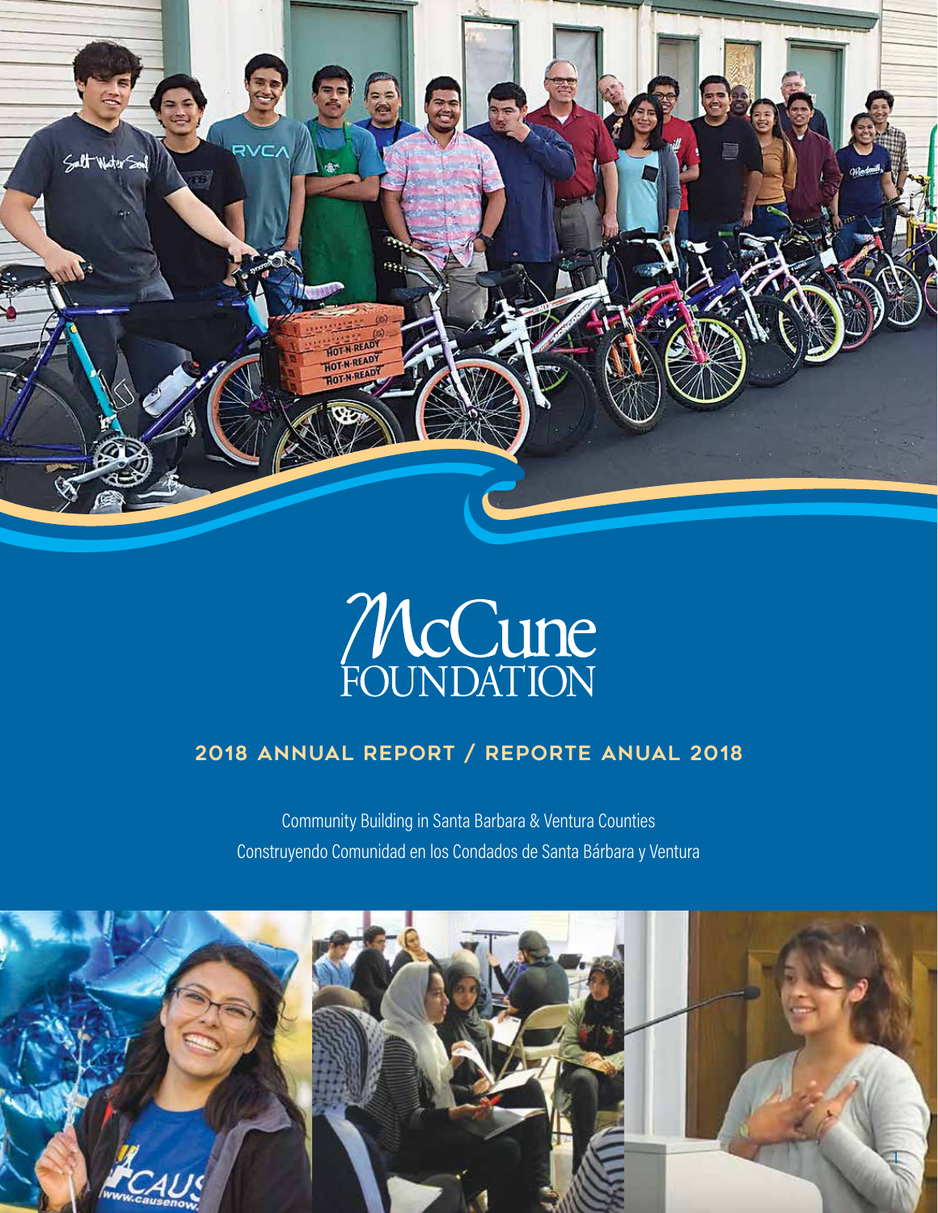# McCune FOUNDATION

## 2018 ANNUAL REPORT / REPORTE ANUAL 2018

Community Building in Santa Barbara & Ventura Counties

Construyendo Comunidad en los Condados de Santa Bárbara y Ventura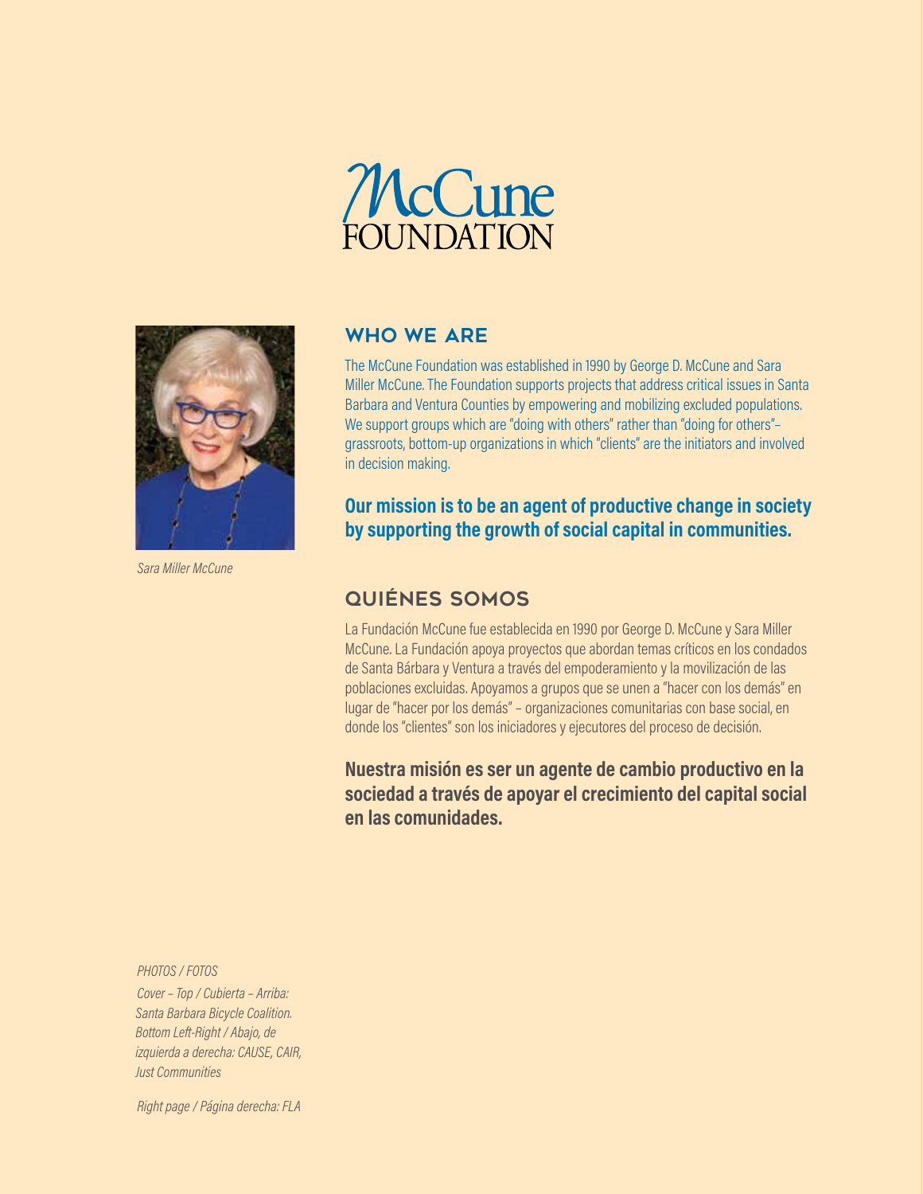# McCune FOUNDATION

Sara Miller McCune

## WHO WE ARE

The McCune Foundation was established in 1990 by George D. McCune and Sara Miller McCune. The Foundation supports projects that address critical issues in Santa Barbara and Ventura Counties by empowering and mobilizing excluded populations. We support groups which are "doing with others" rather than "doing for others"– grassroots, bottom-up organizations in which "clients" are the initiators and involved in decision making.

**Our mission is to be an agent of productive change in society by supporting the growth of social capital in communities.**

## QUIÉNES SOMOS

La Fundación McCune fue establecida en 1990 por George D. McCune y Sara Miller McCune. La Fundación apoya proyectos que abordan temas críticos en los condados de Santa Bárbara y Ventura a través del empoderamiento y la movilización de las poblaciones excluidas. Apoyamos a grupos que se unen a "hacer con los demás" en lugar de "hacer por los demás" – organizaciones comunitarias con base social, en donde los "clientes" son los iniciadores y ejecutores del proceso de decisión.

**Nuestra misión es ser un agente de cambio productivo en la sociedad a través de apoyar el crecimiento del capital social en las comunidades.**

*PHOTOS / FOTOS*

*Cover – Top / Cubierta – Arriba: Santa Barbara Bicycle Coalition. Bottom Left-Right / Abajo, de izquierda a derecha: CAUSE, CAIR, Just Communities*

*Right page / Página derecha: FLA*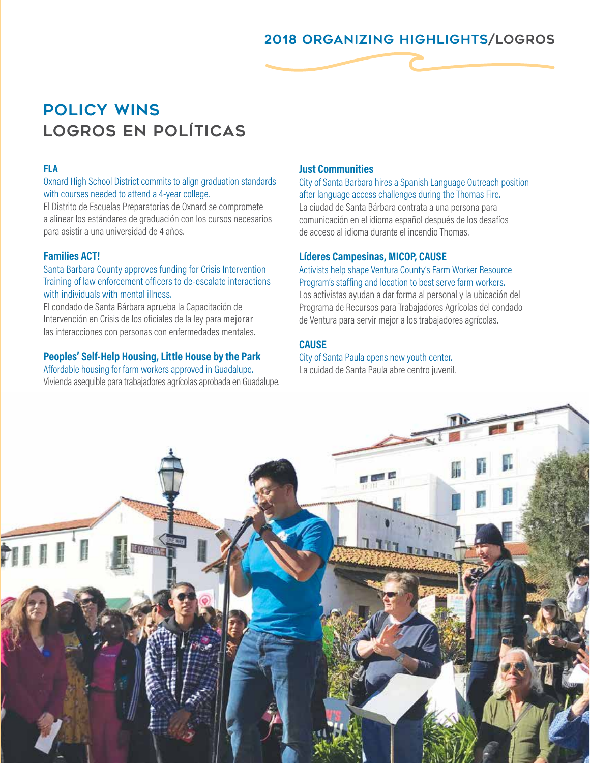## 2018 ORGANIZING HIGHLIGHTS/LOGROS

# POLICY WINS
# LOGROS EN POLÍTICAS

**FLA**

Oxnard High School District commits to align graduation standards with courses needed to attend a 4-year college.

El Distrito de Escuelas Preparatorias de Oxnard se compromete a alinear los estándares de graduación con los cursos necesarios para asistir a una universidad de 4 años.

**Families ACT!**

Santa Barbara County approves funding for Crisis Intervention Training of law enforcement officers to de-escalate interactions with individuals with mental illness.

El condado de Santa Bárbara aprueba la Capacitación de Intervención en Crisis de los oficiales de la ley para mejorar las interacciones con personas con enfermedades mentales.

**Peoples' Self-Help Housing, Little House by the Park**

Affordable housing for farm workers approved in Guadalupe.

Vivienda asequible para trabajadores agrícolas aprobada en Guadalupe.

**Just Communities**

City of Santa Barbara hires a Spanish Language Outreach position after language access challenges during the Thomas Fire.

La ciudad de Santa Bárbara contrata a una persona para comunicación en el idioma español después de los desafíos de acceso al idioma durante el incendio Thomas.

**Líderes Campesinas, MICOP, CAUSE**

Activists help shape Ventura County's Farm Worker Resource Program's staffing and location to best serve farm workers.

Los activistas ayudan a dar forma al personal y la ubicación del Programa de Recursos para Trabajadores Agrícolas del condado de Ventura para servir mejor a los trabajadores agrícolas.

**CAUSE**

City of Santa Paula opens new youth center.

La cuidad de Santa Paula abre centro juvenil.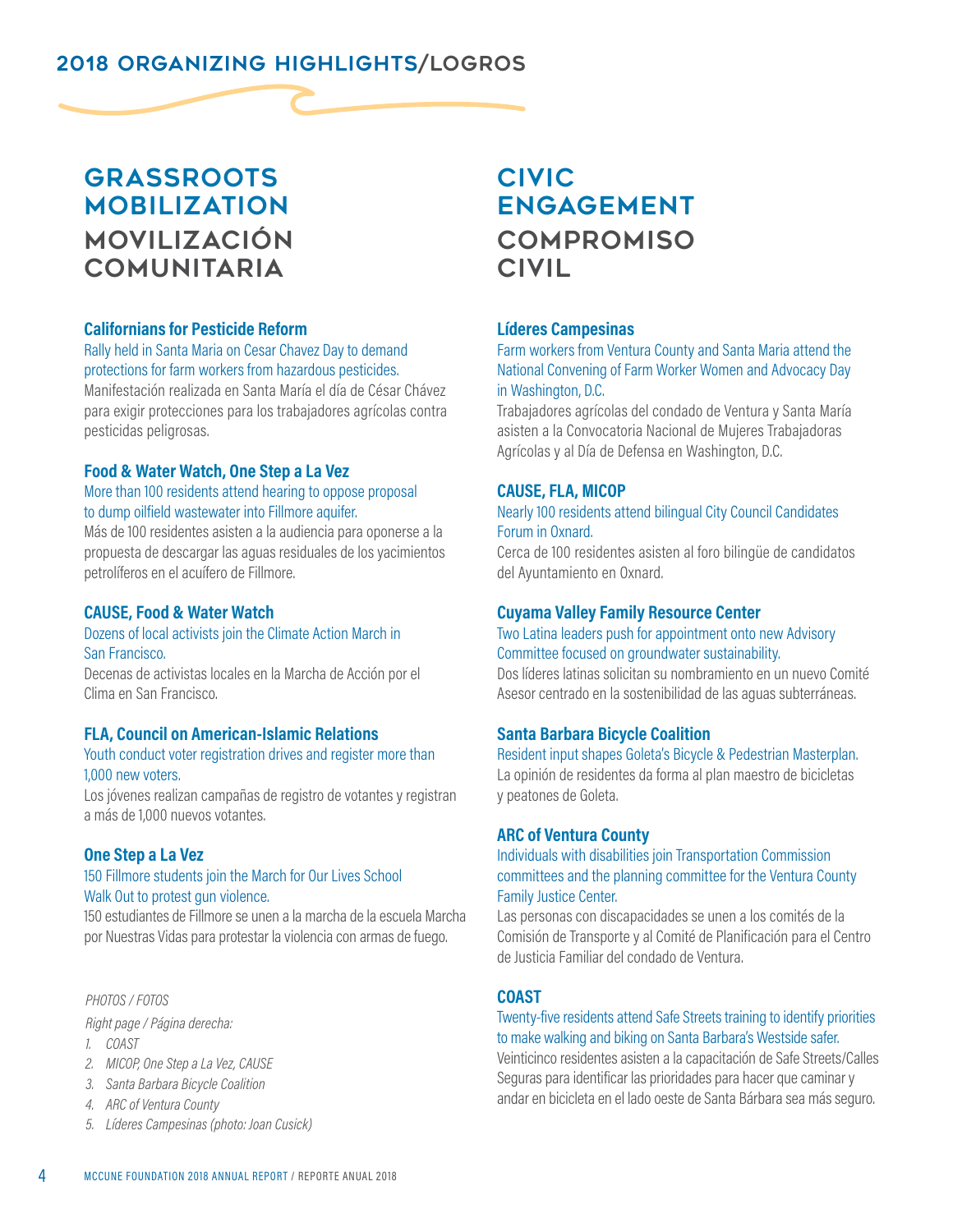# 2018 ORGANIZING HIGHLIGHTS/LOGROS

## GRASSROOTS MOBILIZATION
## MOVILIZACIÓN COMUNITARIA

**Californians for Pesticide Reform**

Rally held in Santa Maria on Cesar Chavez Day to demand protections for farm workers from hazardous pesticides.

Manifestación realizada en Santa María el día de César Chávez para exigir protecciones para los trabajadores agrícolas contra pesticidas peligrosas.

**Food & Water Watch, One Step a La Vez**

More than 100 residents attend hearing to oppose proposal to dump oilfield wastewater into Fillmore aquifer.

Más de 100 residentes asisten a la audiencia para oponerse a la propuesta de descargar las aguas residuales de los yacimientos petrolíferos en el acuífero de Fillmore.

**CAUSE, Food & Water Watch**

Dozens of local activists join the Climate Action March in San Francisco.

Decenas de activistas locales en la Marcha de Acción por el Clima en San Francisco.

**FLA, Council on American-Islamic Relations**

Youth conduct voter registration drives and register more than 1,000 new voters.

Los jóvenes realizan campañas de registro de votantes y registran a más de 1,000 nuevos votantes.

**One Step a La Vez**

150 Fillmore students join the March for Our Lives School Walk Out to protest gun violence.

150 estudiantes de Fillmore se unen a la marcha de la escuela Marcha por Nuestras Vidas para protestar la violencia con armas de fuego.

*PHOTOS / FOTOS*

*Right page / Página derecha:*

1. *COAST*
2. *MICOP, One Step a La Vez, CAUSE*
3. *Santa Barbara Bicycle Coalition*
4. *ARC of Ventura County*
5. *Líderes Campesinas (photo: Joan Cusick)*

## CIVIC ENGAGEMENT
## COMPROMISO CIVIL

**Líderes Campesinas**

Farm workers from Ventura County and Santa Maria attend the National Convening of Farm Worker Women and Advocacy Day in Washington, D.C.

Trabajadores agrícolas del condado de Ventura y Santa María asisten a la Convocatoria Nacional de Mujeres Trabajadoras Agrícolas y al Día de Defensa en Washington, D.C.

**CAUSE, FLA, MICOP**

Nearly 100 residents attend bilingual City Council Candidates Forum in Oxnard.

Cerca de 100 residentes asisten al foro bilingüe de candidatos del Ayuntamiento en Oxnard.

**Cuyama Valley Family Resource Center**

Two Latina leaders push for appointment onto new Advisory Committee focused on groundwater sustainability.

Dos líderes latinas solicitan su nombramiento en un nuevo Comité Asesor centrado en la sostenibilidad de las aguas subterráneas.

**Santa Barbara Bicycle Coalition**

Resident input shapes Goleta's Bicycle & Pedestrian Masterplan.

La opinión de residentes da forma al plan maestro de bicicletas y peatones de Goleta.

**ARC of Ventura County**

Individuals with disabilities join Transportation Commission committees and the planning committee for the Ventura County Family Justice Center.

Las personas con discapacidades se unen a los comités de la Comisión de Transporte y al Comité de Planificación para el Centro de Justicia Familiar del condado de Ventura.

**COAST**

Twenty-five residents attend Safe Streets training to identify priorities to make walking and biking on Santa Barbara's Westside safer.

Veinticinco residentes asisten a la capacitación de Safe Streets/Calles Seguras para identificar las prioridades para hacer que caminar y andar en bicicleta en el lado oeste de Santa Bárbara sea más seguro.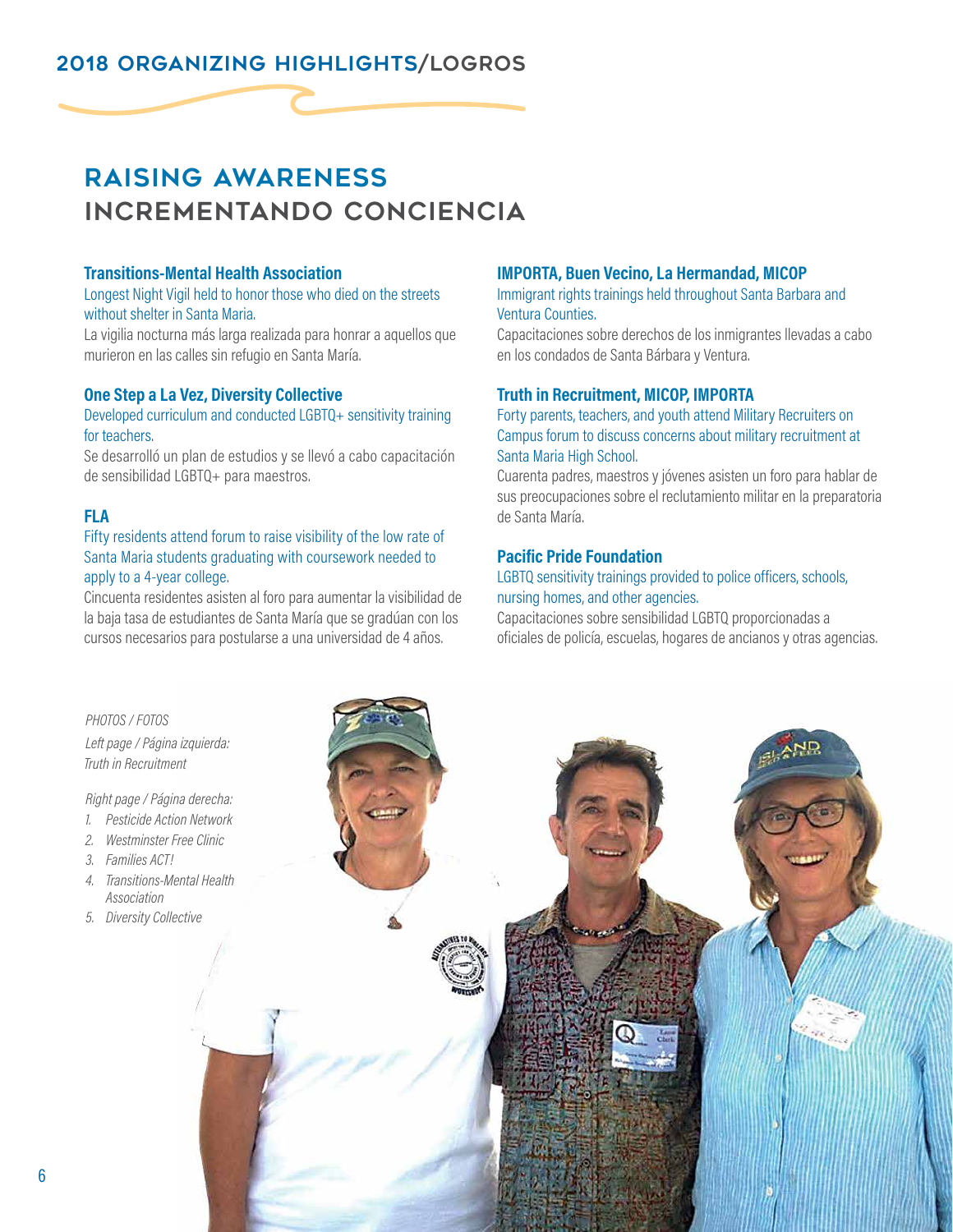## 2018 ORGANIZING HIGHLIGHTS/LOGROS

# RAISING AWARENESS
# INCREMENTANDO CONCIENCIA

### Transitions-Mental Health Association

Longest Night Vigil held to honor those who died on the streets without shelter in Santa Maria.

La vigilia nocturna más larga realizada para honrar a aquellos que murieron en las calles sin refugio en Santa María.

### One Step a La Vez, Diversity Collective

Developed curriculum and conducted LGBTQ+ sensitivity training for teachers.

Se desarrolló un plan de estudios y se llevó a cabo capacitación de sensibilidad LGBTQ+ para maestros.

### FLA

Fifty residents attend forum to raise visibility of the low rate of Santa Maria students graduating with coursework needed to apply to a 4-year college.

Cincuenta residentes asisten al foro para aumentar la visibilidad de la baja tasa de estudiantes de Santa María que se gradúan con los cursos necesarios para postularse a una universidad de 4 años.

### IMPORTA, Buen Vecino, La Hermandad, MICOP

Immigrant rights trainings held throughout Santa Barbara and Ventura Counties.

Capacitaciones sobre derechos de los inmigrantes llevadas a cabo en los condados de Santa Bárbara y Ventura.

### Truth in Recruitment, MICOP, IMPORTA

Forty parents, teachers, and youth attend Military Recruiters on Campus forum to discuss concerns about military recruitment at Santa Maria High School.

Cuarenta padres, maestros y jóvenes asisten un foro para hablar de sus preocupaciones sobre el reclutamiento militar en la preparatoria de Santa María.

### Pacific Pride Foundation

LGBTQ sensitivity trainings provided to police officers, schools, nursing homes, and other agencies.

Capacitaciones sobre sensibilidad LGBTQ proporcionadas a oficiales de policía, escuelas, hogares de ancianos y otras agencias.

*PHOTOS / FOTOS*

*Left page / Página izquierda: Truth in Recruitment*

*Right page / Página derecha:*

1. *Pesticide Action Network*
2. *Westminster Free Clinic*
3. *Families ACT!*
4. *Transitions-Mental Health Association*
5. *Diversity Collective*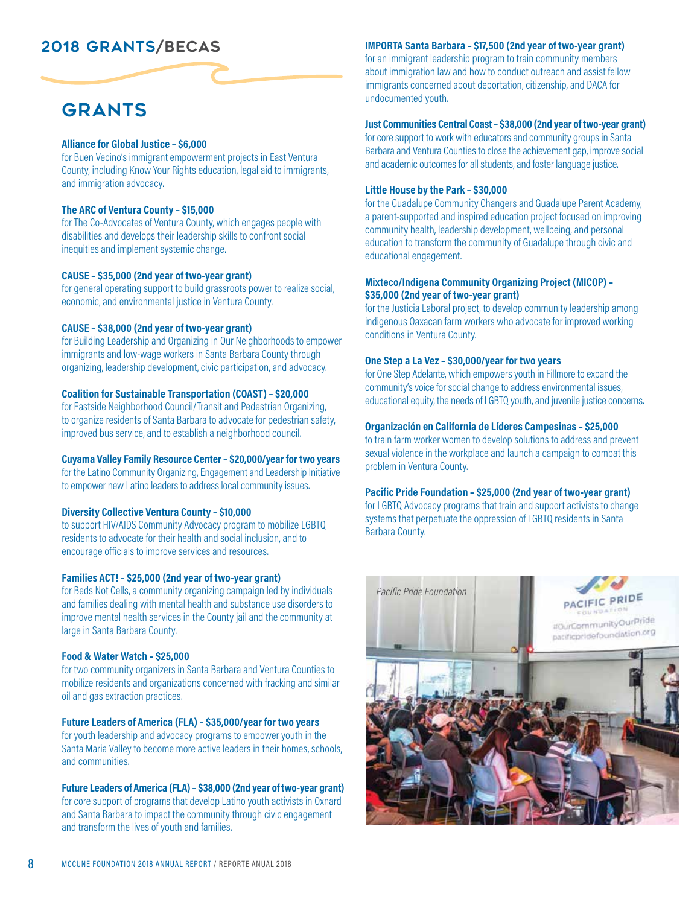## 2018 GRANTS/BECAS

# GRANTS

**Alliance for Global Justice – $6,000**
for Buen Vecino's immigrant empowerment projects in East Ventura County, including Know Your Rights education, legal aid to immigrants, and immigration advocacy.

**The ARC of Ventura County – $15,000**
for The Co-Advocates of Ventura County, which engages people with disabilities and develops their leadership skills to confront social inequities and implement systemic change.

**CAUSE – $35,000 (2nd year of two-year grant)**
for general operating support to build grassroots power to realize social, economic, and environmental justice in Ventura County.

**CAUSE – $38,000 (2nd year of two-year grant)**
for Building Leadership and Organizing in Our Neighborhoods to empower immigrants and low-wage workers in Santa Barbara County through organizing, leadership development, civic participation, and advocacy.

**Coalition for Sustainable Transportation (COAST) – $20,000**
for Eastside Neighborhood Council/Transit and Pedestrian Organizing, to organize residents of Santa Barbara to advocate for pedestrian safety, improved bus service, and to establish a neighborhood council.

**Cuyama Valley Family Resource Center – $20,000/year for two years**
for the Latino Community Organizing, Engagement and Leadership Initiative to empower new Latino leaders to address local community issues.

**Diversity Collective Ventura County – $10,000**
to support HIV/AIDS Community Advocacy program to mobilize LGBTQ residents to advocate for their health and social inclusion, and to encourage officials to improve services and resources.

**Families ACT! – $25,000 (2nd year of two-year grant)**
for Beds Not Cells, a community organizing campaign led by individuals and families dealing with mental health and substance use disorders to improve mental health services in the County jail and the community at large in Santa Barbara County.

**Food & Water Watch – $25,000**
for two community organizers in Santa Barbara and Ventura Counties to mobilize residents and organizations concerned with fracking and similar oil and gas extraction practices.

**Future Leaders of America (FLA) – $35,000/year for two years**
for youth leadership and advocacy programs to empower youth in the Santa Maria Valley to become more active leaders in their homes, schools, and communities.

**Future Leaders of America (FLA) – $38,000 (2nd year of two-year grant)**
for core support of programs that develop Latino youth activists in Oxnard and Santa Barbara to impact the community through civic engagement and transform the lives of youth and families.

**IMPORTA Santa Barbara – $17,500 (2nd year of two-year grant)**
for an immigrant leadership program to train community members about immigration law and how to conduct outreach and assist fellow immigrants concerned about deportation, citizenship, and DACA for undocumented youth.

**Just Communities Central Coast – $38,000 (2nd year of two-year grant)**
for core support to work with educators and community groups in Santa Barbara and Ventura Counties to close the achievement gap, improve social and academic outcomes for all students, and foster language justice.

**Little House by the Park – $30,000**
for the Guadalupe Community Changers and Guadalupe Parent Academy, a parent-supported and inspired education project focused on improving community health, leadership development, wellbeing, and personal education to transform the community of Guadalupe through civic and educational engagement.

**Mixteco/Indigena Community Organizing Project (MICOP) – $35,000 (2nd year of two-year grant)**
for the Justicia Laboral project, to develop community leadership among indigenous Oaxacan farm workers who advocate for improved working conditions in Ventura County.

**One Step a La Vez – $30,000/year for two years**
for One Step Adelante, which empowers youth in Fillmore to expand the community's voice for social change to address environmental issues, educational equity, the needs of LGBTQ youth, and juvenile justice concerns.

**Organización en California de Líderes Campesinas – $25,000**
to train farm worker women to develop solutions to address and prevent sexual violence in the workplace and launch a campaign to combat this problem in Ventura County.

**Pacific Pride Foundation – $25,000 (2nd year of two-year grant)**
for LGBTQ Advocacy programs that train and support activists to change systems that perpetuate the oppression of LGBTQ residents in Santa Barbara County.

*Pacific Pride Foundation*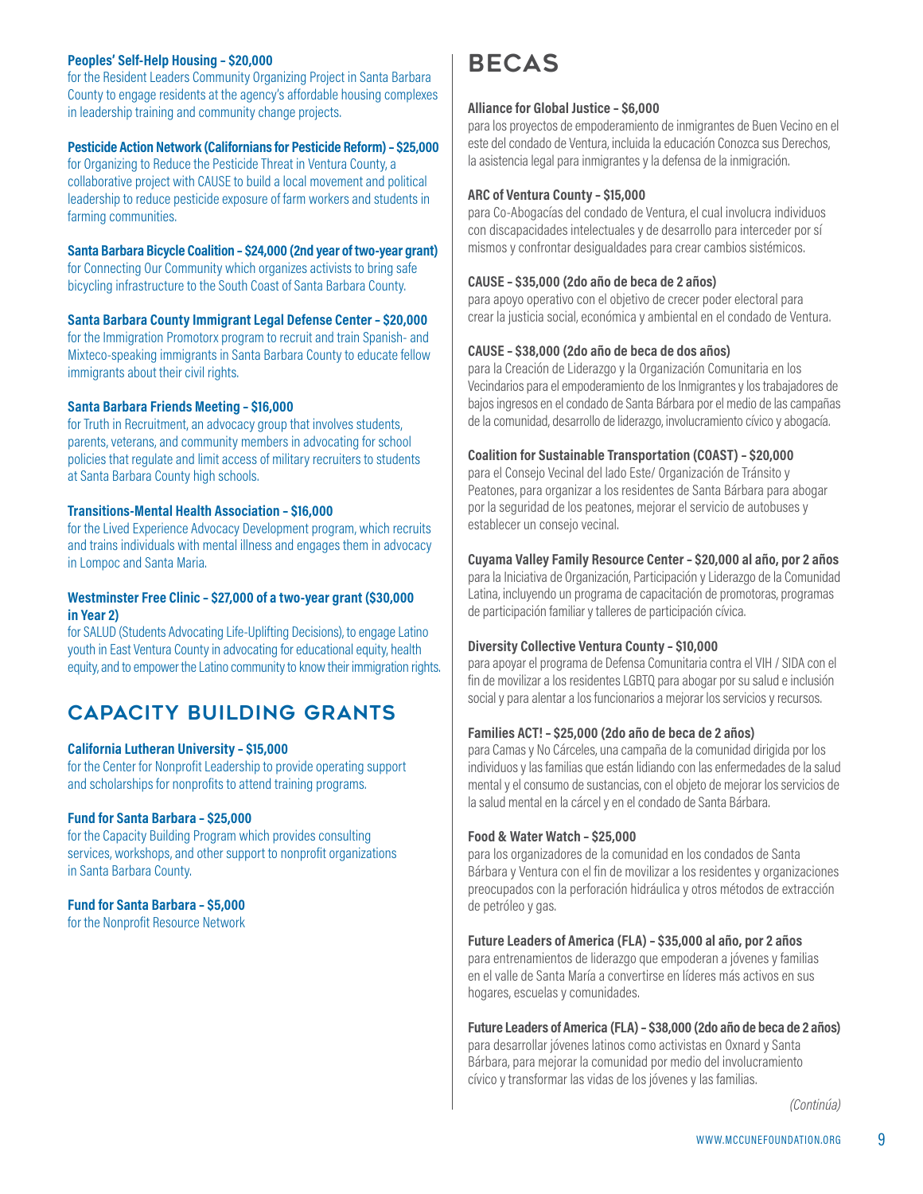**Peoples' Self-Help Housing – $20,000**
for the Resident Leaders Community Organizing Project in Santa Barbara County to engage residents at the agency's affordable housing complexes in leadership training and community change projects.

**Pesticide Action Network (Californians for Pesticide Reform) – $25,000**
for Organizing to Reduce the Pesticide Threat in Ventura County, a collaborative project with CAUSE to build a local movement and political leadership to reduce pesticide exposure of farm workers and students in farming communities.

**Santa Barbara Bicycle Coalition – $24,000 (2nd year of two-year grant)**
for Connecting Our Community which organizes activists to bring safe bicycling infrastructure to the South Coast of Santa Barbara County.

**Santa Barbara County Immigrant Legal Defense Center – $20,000**
for the Immigration Promotorx program to recruit and train Spanish- and Mixteco-speaking immigrants in Santa Barbara County to educate fellow immigrants about their civil rights.

**Santa Barbara Friends Meeting – $16,000**
for Truth in Recruitment, an advocacy group that involves students, parents, veterans, and community members in advocating for school policies that regulate and limit access of military recruiters to students at Santa Barbara County high schools.

**Transitions-Mental Health Association – $16,000**
for the Lived Experience Advocacy Development program, which recruits and trains individuals with mental illness and engages them in advocacy in Lompoc and Santa Maria.

**Westminster Free Clinic – $27,000 of a two-year grant ($30,000 in Year 2)**
for SALUD (Students Advocating Life-Uplifting Decisions), to engage Latino youth in East Ventura County in advocating for educational equity, health equity, and to empower the Latino community to know their immigration rights.

## CAPACITY BUILDING GRANTS

**California Lutheran University – $15,000**
for the Center for Nonprofit Leadership to provide operating support and scholarships for nonprofits to attend training programs.

**Fund for Santa Barbara – $25,000**
for the Capacity Building Program which provides consulting services, workshops, and other support to nonprofit organizations in Santa Barbara County.

**Fund for Santa Barbara – $5,000**
for the Nonprofit Resource Network

# BECAS

**Alliance for Global Justice – $6,000**
para los proyectos de empoderamiento de inmigrentes de Buen Vecino en el este del condado de Ventura, incluida la educación Conozca sus Derechos, la asistencia legal para inmigrantes y la defensa de la inmigración.

**ARC of Ventura County – $15,000**
para Co-Abogacías del condado de Ventura, el cual involucra individuos con discapacidades intelectuales y de desarrollo para interceder por sí mismos y confrontar desigualdades para crear cambios sistémicos.

**CAUSE – $35,000 (2do año de beca de 2 años)**
para apoyo operativo con el objetivo de crecer poder electoral para crear la justicia social, económica y ambiental en el condado de Ventura.

**CAUSE – $38,000 (2do año de beca de dos años)**
para la Creación de Liderazgo y la Organización Comunitaria en los Vecindarios para el empoderamiento de los Inmigrantes y los trabajadores de bajos ingresos en el condado de Santa Bárbara por el medio de las campañas de la comunidad, desarrollo de liderazgo, involucramiento cívico y abogacía.

**Coalition for Sustainable Transportation (COAST) – $20,000**
para el Consejo Vecinal del lado Este/ Organización de Tránsito y Peatones, para organizar a los residentes de Santa Bárbara para abogar por la seguridad de los peatones, mejorar el servicio de autobuses y establecer un consejo vecinal.

**Cuyama Valley Family Resource Center – $20,000 al año, por 2 años**
para la Iniciativa de Organización, Participación y Liderazgo de la Comunidad Latina, incluyendo un programa de capacitación de promotoras, programas de participación familiar y talleres de participación cívica.

**Diversity Collective Ventura County – $10,000**
para apoyar el programa de Defensa Comunitaria contra el VIH / SIDA con el fin de movilizar a los residentes LGBTQ para abogar por su salud e inclusión social y para alentar a los funcionarios a mejorar los servicios y recursos.

**Families ACT! – $25,000 (2do año de beca de 2 años)**
para Camas y No Cárceles, una campaña de la comunidad dirigida por los individuos y las familias que están lidiando con las enfermedades de la salud mental y el consumo de sustancias, con el objeto de mejorar los servicios de la salud mental en la cárcel y en el condado de Santa Bárbara.

**Food & Water Watch – $25,000**
para los organizadores de la comunidad en los condados de Santa Bárbara y Ventura con el fin de movilizar a los residentes y organizaciones preocupados con la perforación hidráulica y otros métodos de extracción de petróleo y gas.

**Future Leaders of America (FLA) – $35,000 al año, por 2 años**
para entrenamientos de liderazgo que empoderan a jóvenes y familias en el valle de Santa María a convertirse en líderes más activos en sus hogares, escuelas y comunidades.

**Future Leaders of America (FLA) – $38,000 (2do año de beca de 2 años)**
para desarrollar jóvenes latinos como activistas en Oxnard y Santa Bárbara, para mejorar la comunidad por medio del involucramiento cívico y transformar las vidas de los jóvenes y las familias.

*(Continúa)*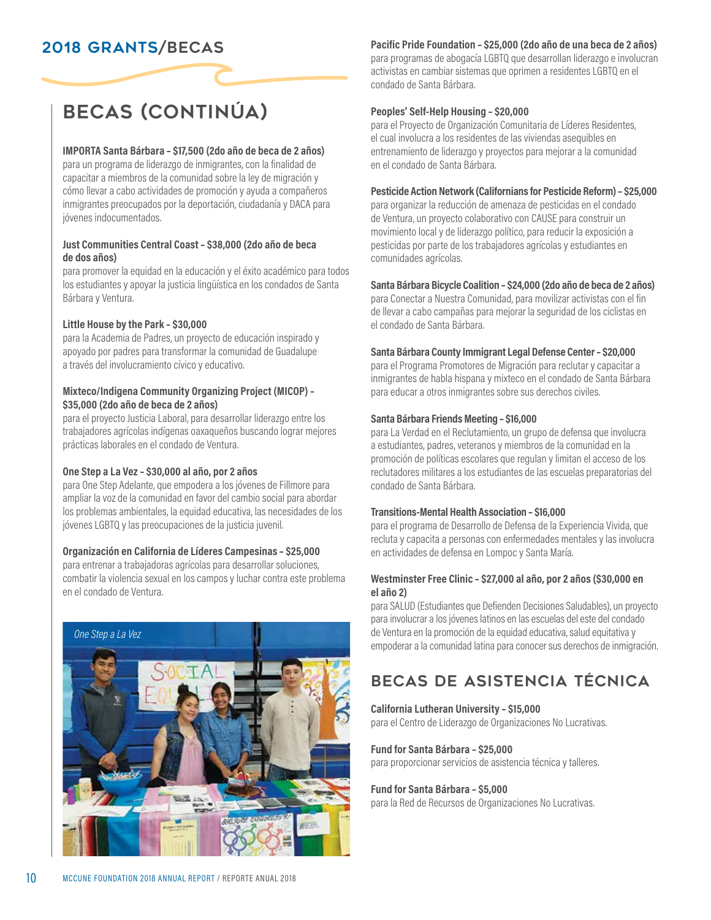## 2018 GRANTS/BECAS

# BECAS (CONTINÚA)

**IMPORTA Santa Bárbara – $17,500 (2do año de beca de 2 años)**
para un programa de liderazgo de inmigrantes, con la finalidad de capacitar a miembros de la comunidad sobre la ley de migración y cómo llevar a cabo actividades de promoción y ayuda a compañeros inmigrantes preocupados por la deportación, ciudadanía y DACA para jóvenes indocumentados.

**Just Communities Central Coast – $38,000 (2do año de beca de dos años)**
para promover la equidad en la educación y el éxito académico para todos los estudiantes y apoyar la justicia lingüística en los condados de Santa Bárbara y Ventura.

**Little House by the Park – $30,000**
para la Academia de Padres, un proyecto de educación inspirado y apoyado por padres para transformar la comunidad de Guadalupe a través del involucramiento cívico y educativo.

**Mixteco/Indigena Community Organizing Project (MICOP) – $35,000 (2do año de beca de 2 años)**
para el proyecto Justicia Laboral, para desarrollar liderazgo entre los trabajadores agrícolas indígenas oaxaqueños buscando lograr mejores prácticas laborales en el condado de Ventura.

**One Step a La Vez – $30,000 al año, por 2 años**
para One Step Adelante, que empodera a los jóvenes de Fillmore para ampliar la voz de la comunidad en favor del cambio social para abordar los problemas ambientales, la equidad educativa, las necesidades de los jóvenes LGBTQ y las preocupaciones de la justicia juvenil.

**Organización en California de Líderes Campesinas – $25,000**
para entrenar a trabajadoras agrícolas para desarrollar soluciones, combatir la violencia sexual en los campos y luchar contra este problema en el condado de Ventura.

*One Step a La Vez*

**Pacific Pride Foundation – $25,000 (2do año de una beca de 2 años)**
para programas de abogacía LGBTQ que desarrollan liderazgo e involucran activistas en cambiar sistemas que oprimen a residentes LGBTQ en el condado de Santa Bárbara.

**Peoples' Self-Help Housing – $20,000**
para el Proyecto de Organización Comunitaria de Líderes Residentes, el cual involucra a los residentes de las viviendas asequibles en entrenamiento de liderazgo y proyectos para mejorar a la comunidad en el condado de Santa Bárbara.

**Pesticide Action Network (Californians for Pesticide Reform) – $25,000**
para organizar la reducción de amenaza de pesticidas en el condado de Ventura, un proyecto colaborativo con CAUSE para construir un movimiento local y de liderazgo político, para reducir la exposición a pesticidas por parte de los trabajadores agrícolas y estudiantes en comunidades agrícolas.

**Santa Bárbara Bicycle Coalition – $24,000 (2do año de beca de 2 años)**
para Conectar a Nuestra Comunidad, para movilizar activistas con el fin de llevar a cabo campañas para mejorar la seguridad de los ciclistas en el condado de Santa Bárbara.

**Santa Bárbara County Immigrant Legal Defense Center – $20,000**
para el Programa Promotores de Migración para reclutar y capacitar a inmigrantes de habla hispana y mixteco en el condado de Santa Bárbara para educar a otros inmigrantes sobre sus derechos civiles.

**Santa Bárbara Friends Meeting – $16,000**
para La Verdad en el Reclutamiento, un grupo de defensa que involucra a estudiantes, padres, veteranos y miembros de la comunidad en la promoción de políticas escolares que regulan y limitan el acceso de los reclutadores militares a los estudiantes de las escuelas preparatorias del condado de Santa Bárbara.

**Transitions-Mental Health Association – $16,000**
para el programa de Desarrollo de Defensa de la Experiencia Vivida, que recluta y capacita a personas con enfermedades mentales y las involucra en actividades de defensa en Lompoc y Santa María.

**Westminster Free Clinic – $27,000 al año, por 2 años ($30,000 en el año 2)**
para SALUD (Estudiantes que Defienden Decisiones Saludables), un proyecto para involucrar a los jóvenes latinos en las escuelas del este del condado de Ventura en la promoción de la equidad educativa, salud equitativa y empoderar a la comunidad latina para conocer sus derechos de inmigración.

# BECAS DE ASISTENCIA TÉCNICA

**California Lutheran University – $15,000**
para el Centro de Liderazgo de Organizaciones No Lucrativas.

**Fund for Santa Bárbara – $25,000**
para proporcionar servicios de asistencia técnica y talleres.

**Fund for Santa Bárbara – $5,000**
para la Red de Recursos de Organizaciones No Lucrativas.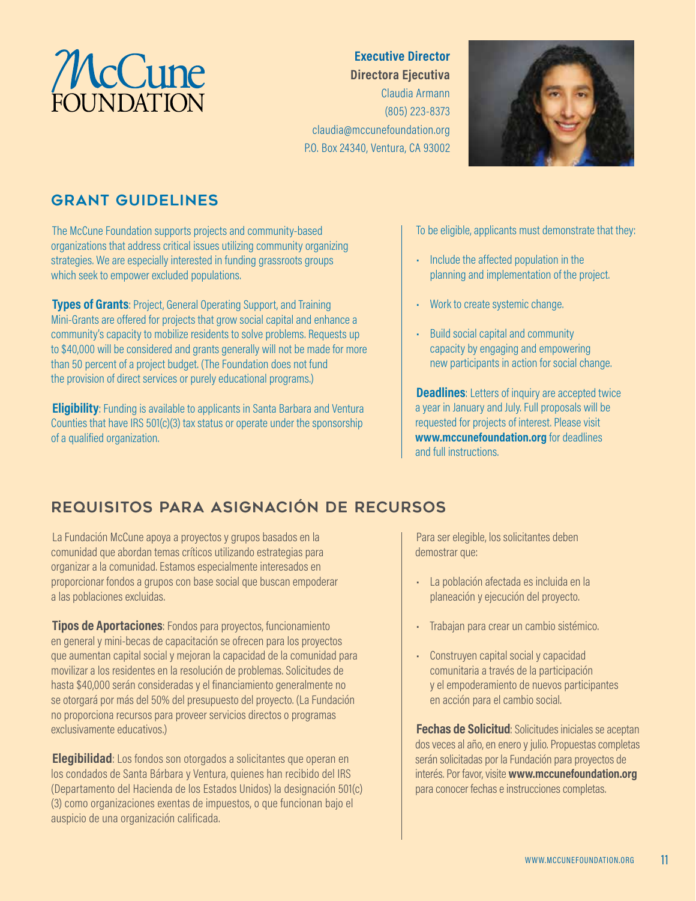# McCune FOUNDATION

**Executive Director**
**Directora Ejecutiva**
Claudia Armann
(805) 223-8373
claudia@mccunefoundation.org
P.O. Box 24340, Ventura, CA 93002

## GRANT GUIDELINES

The McCune Foundation supports projects and community-based organizations that address critical issues utilizing community organizing strategies. We are especially interested in funding grassroots groups which seek to empower excluded populations.

**Types of Grants**: Project, General Operating Support, and Training Mini-Grants are offered for projects that grow social capital and enhance a community's capacity to mobilize residents to solve problems. Requests up to $40,000 will be considered and grants generally will not be made for more than 50 percent of a project budget. (The Foundation does not fund the provision of direct services or purely educational programs.)

**Eligibility**: Funding is available to applicants in Santa Barbara and Ventura Counties that have IRS 501(c)(3) tax status or operate under the sponsorship of a qualified organization.

To be eligible, applicants must demonstrate that they:

- Include the affected population in the planning and implementation of the project.
- Work to create systemic change.
- Build social capital and community capacity by engaging and empowering new participants in action for social change.

**Deadlines**: Letters of inquiry are accepted twice a year in January and July. Full proposals will be requested for projects of interest. Please visit **www.mccunefoundation.org** for deadlines and full instructions.

## REQUISITOS PARA ASIGNACIÓN DE RECURSOS

La Fundación McCune apoya a proyectos y grupos basados en la comunidad que abordan temas críticos utilizando estrategias para organizar a la comunidad. Estamos especialmente interesados en proporcionar fondos a grupos con base social que buscan empoderar a las poblaciones excluidas.

**Tipos de Aportaciones**: Fondos para proyectos, funcionamiento en general y mini-becas de capacitación se ofrecen para los proyectos que aumentan capital social y mejoran la capacidad de la comunidad para movilizar a los residentes en la resolución de problemas. Solicitudes de hasta $40,000 serán consideradas y el financiamiento generalmente no se otorgará por más del 50% del presupuesto del proyecto. (La Fundación no proporciona recursos para proveer servicios directos o programas exclusivamente educativos.)

**Elegibilidad**: Los fondos son otorgados a solicitantes que operan en los condados de Santa Bárbara y Ventura, quienes han recibido del IRS (Departamento del Hacienda de los Estados Unidos) la designación 501(c)(3) como organizaciones exentas de impuestos, o que funcionan bajo el auspicio de una organización calificada.

Para ser elegible, los solicitantes deben demostrar que:

- La población afectada es incluida en la planeación y ejecución del proyecto.
- Trabajan para crear un cambio sistémico.
- Construyen capital social y capacidad comunitaria a través de la participación y el empoderamiento de nuevos participantes en acción para el cambio social.

**Fechas de Solicitud**: Solicitudes iniciales se aceptan dos veces al año, en enero y julio. Propuestas completas serán solicitadas por la Fundación para proyectos de interés. Por favor, visite **www.mccunefoundation.org** para conocer fechas e instrucciones completas.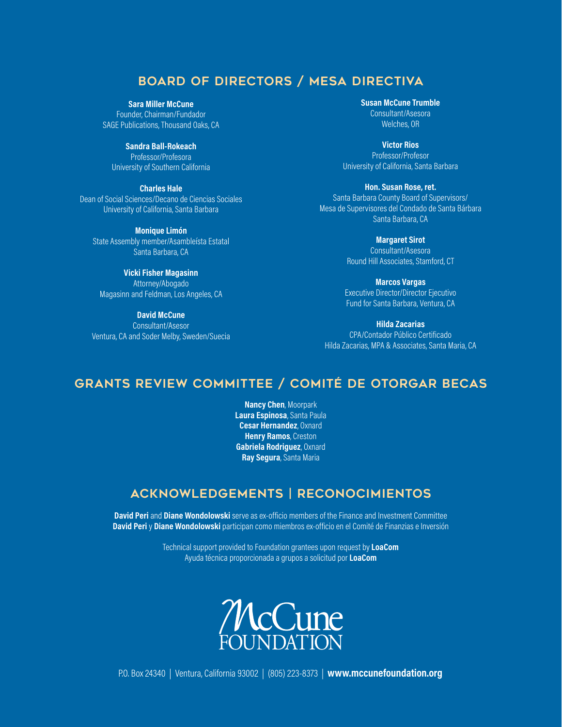## BOARD OF DIRECTORS / MESA DIRECTIVA

**Sara Miller McCune**
Founder, Chairman/Fundador
SAGE Publications, Thousand Oaks, CA

**Sandra Ball-Rokeach**
Professor/Profesora
University of Southern California

**Charles Hale**
Dean of Social Sciences/Decano de Ciencias Sociales
University of California, Santa Barbara

**Monique Limón**
State Assembly member/Asambleísta Estatal
Santa Barbara, CA

**Vicki Fisher Magasinn**
Attorney/Abogado
Magasinn and Feldman, Los Angeles, CA

**David McCune**
Consultant/Asesor
Ventura, CA and Soder Melby, Sweden/Suecia

**Susan McCune Trumble**
Consultant/Asesora
Welches, OR

**Victor Rios**
Professor/Profesor
University of California, Santa Barbara

**Hon. Susan Rose, ret.**
Santa Barbara County Board of Supervisors/
Mesa de Supervisores del Condado de Santa Bárbara
Santa Barbara, CA

**Margaret Sirot**
Consultant/Asesora
Round Hill Associates, Stamford, CT

**Marcos Vargas**
Executive Director/Director Ejecutivo
Fund for Santa Barbara, Ventura, CA

**Hilda Zacarias**
CPA/Contador Público Certificado
Hilda Zacarias, MPA & Associates, Santa Maria, CA

## GRANTS REVIEW COMMITTEE / COMITÉ DE OTORGAR BECAS

**Nancy Chen**, Moorpark
**Laura Espinosa**, Santa Paula
**Cesar Hernandez**, Oxnard
**Henry Ramos**, Creston
**Gabriela Rodriguez**, Oxnard
**Ray Segura**, Santa Maria

## ACKNOWLEDGEMENTS | RECONOCIMIENTOS

**David Peri** and **Diane Wondolowski** serve as ex-officio members of the Finance and Investment Committee
**David Peri** y **Diane Wondolowski** participan como miembros ex-officio en el Comité de Finanzias e Inversión

Technical support provided to Foundation grantees upon request by **LoaCom**
Ayuda técnica proporcionada a grupos a solicitud por **LoaCom**

McCune FOUNDATION

P.O. Box 24340 | Ventura, California 93002 | (805) 223-8373 | **www.mccunefoundation.org**